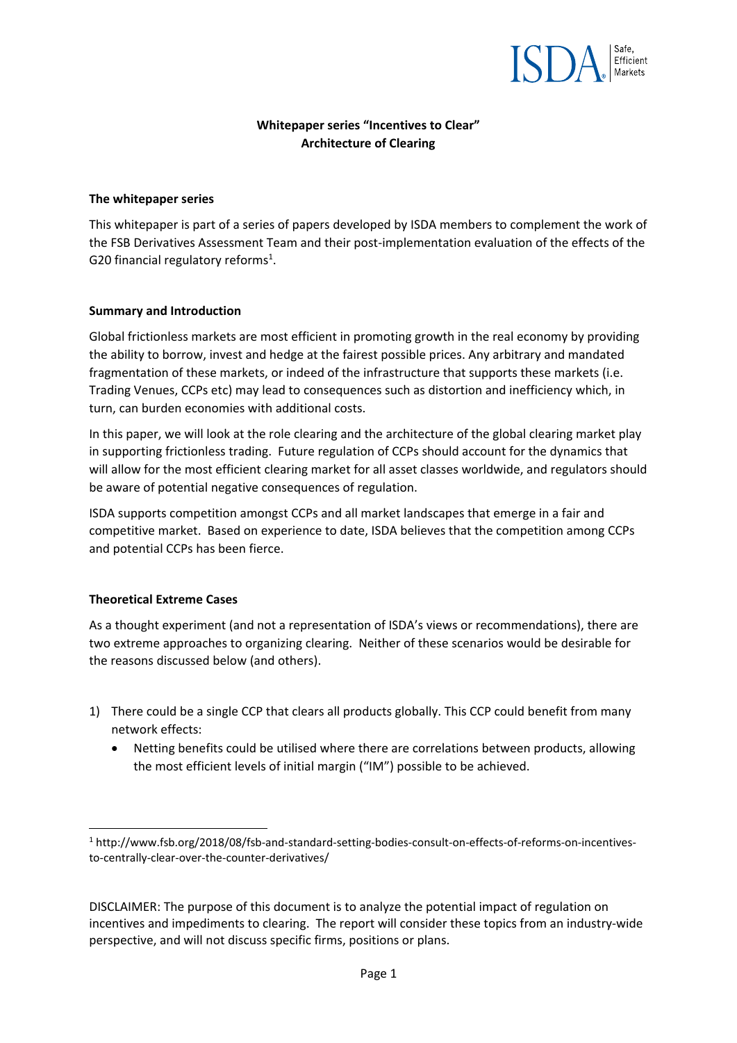**Whitepaper series "Incentives to Clear"**
**Architecture of Clearing**

### The whitepaper series

This whitepaper is part of a series of papers developed by ISDA members to complement the work of the FSB Derivatives Assessment Team and their post-implementation evaluation of the effects of the G20 financial regulatory reforms[1].

### Summary and Introduction

Global frictionless markets are most efficient in promoting growth in the real economy by providing the ability to borrow, invest and hedge at the fairest possible prices. Any arbitrary and mandated fragmentation of these markets, or indeed of the infrastructure that supports these markets (i.e. Trading Venues, CCPs etc) may lead to consequences such as distortion and inefficiency which, in turn, can burden economies with additional costs.

In this paper, we will look at the role clearing and the architecture of the global clearing market play in supporting frictionless trading. Future regulation of CCPs should account for the dynamics that will allow for the most efficient clearing market for all asset classes worldwide, and regulators should be aware of potential negative consequences of regulation.

ISDA supports competition amongst CCPs and all market landscapes that emerge in a fair and competitive market. Based on experience to date, ISDA believes that the competition among CCPs and potential CCPs has been fierce.

### Theoretical Extreme Cases

As a thought experiment (and not a representation of ISDA's views or recommendations), there are two extreme approaches to organizing clearing. Neither of these scenarios would be desirable for the reasons discussed below (and others).

1) There could be a single CCP that clears all products globally. This CCP could benefit from many network effects:
   - Netting benefits could be utilised where there are correlations between products, allowing the most efficient levels of initial margin ("IM") possible to be achieved.

[1] http://www.fsb.org/2018/08/fsb-and-standard-setting-bodies-consult-on-effects-of-reforms-on-incentives-to-centrally-clear-over-the-counter-derivatives/

DISCLAIMER: The purpose of this document is to analyze the potential impact of regulation on incentives and impediments to clearing. The report will consider these topics from an industry-wide perspective, and will not discuss specific firms, positions or plans.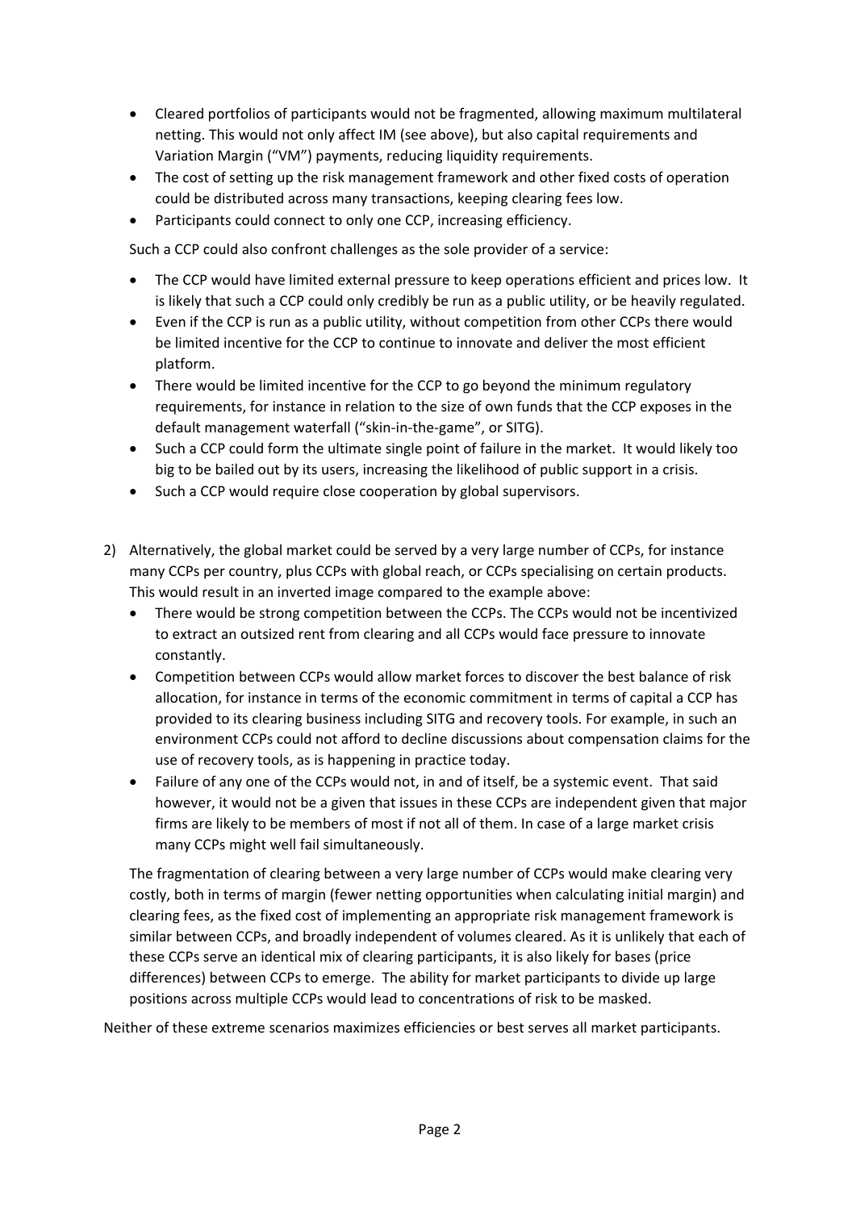- Cleared portfolios of participants would not be fragmented, allowing maximum multilateral netting. This would not only affect IM (see above), but also capital requirements and Variation Margin ("VM") payments, reducing liquidity requirements.
- The cost of setting up the risk management framework and other fixed costs of operation could be distributed across many transactions, keeping clearing fees low.
- Participants could connect to only one CCP, increasing efficiency.

Such a CCP could also confront challenges as the sole provider of a service:

- The CCP would have limited external pressure to keep operations efficient and prices low. It is likely that such a CCP could only credibly be run as a public utility, or be heavily regulated.
- Even if the CCP is run as a public utility, without competition from other CCPs there would be limited incentive for the CCP to continue to innovate and deliver the most efficient platform.
- There would be limited incentive for the CCP to go beyond the minimum regulatory requirements, for instance in relation to the size of own funds that the CCP exposes in the default management waterfall ("skin-in-the-game", or SITG).
- Such a CCP could form the ultimate single point of failure in the market. It would likely too big to be bailed out by its users, increasing the likelihood of public support in a crisis.
- Such a CCP would require close cooperation by global supervisors.

2) Alternatively, the global market could be served by a very large number of CCPs, for instance many CCPs per country, plus CCPs with global reach, or CCPs specialising on certain products. This would result in an inverted image compared to the example above:
   - There would be strong competition between the CCPs. The CCPs would not be incentivized to extract an outsized rent from clearing and all CCPs would face pressure to innovate constantly.
   - Competition between CCPs would allow market forces to discover the best balance of risk allocation, for instance in terms of the economic commitment in terms of capital a CCP has provided to its clearing business including SITG and recovery tools. For example, in such an environment CCPs could not afford to decline discussions about compensation claims for the use of recovery tools, as is happening in practice today.
   - Failure of any one of the CCPs would not, in and of itself, be a systemic event. That said however, it would not be a given that issues in these CCPs are independent given that major firms are likely to be members of most if not all of them. In case of a large market crisis many CCPs might well fail simultaneously.

   The fragmentation of clearing between a very large number of CCPs would make clearing very costly, both in terms of margin (fewer netting opportunities when calculating initial margin) and clearing fees, as the fixed cost of implementing an appropriate risk management framework is similar between CCPs, and broadly independent of volumes cleared. As it is unlikely that each of these CCPs serve an identical mix of clearing participants, it is also likely for bases (price differences) between CCPs to emerge. The ability for market participants to divide up large positions across multiple CCPs would lead to concentrations of risk to be masked.

Neither of these extreme scenarios maximizes efficiencies or best serves all market participants.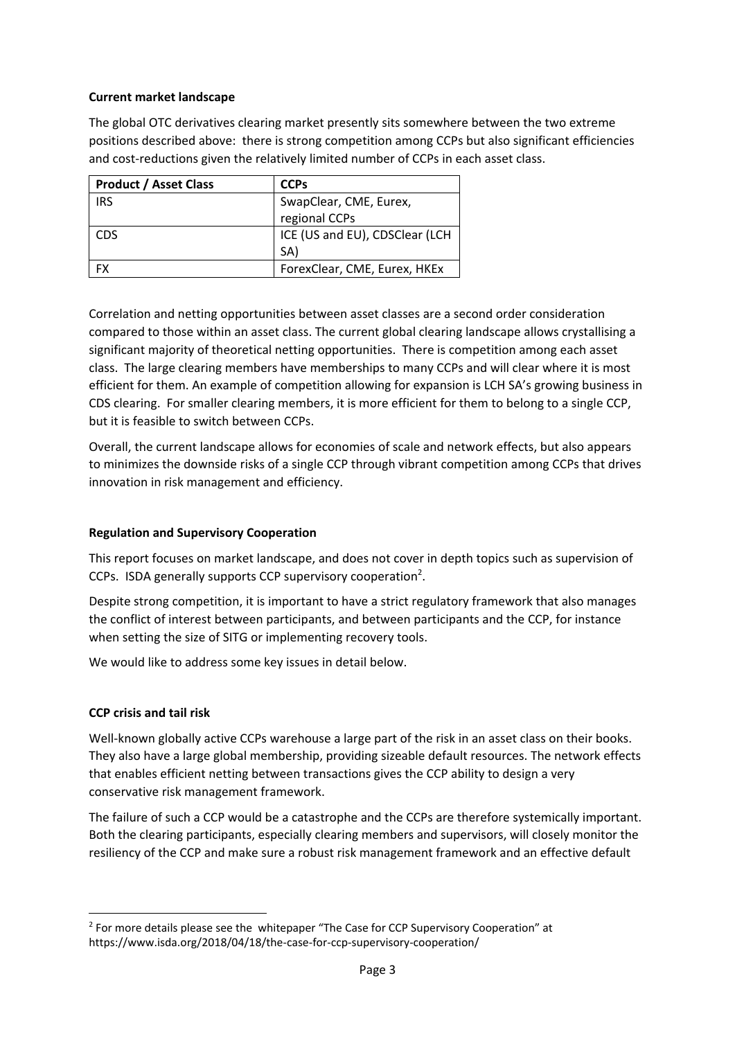**Current market landscape**

The global OTC derivatives clearing market presently sits somewhere between the two extreme positions described above: there is strong competition among CCPs but also significant efficiencies and cost-reductions given the relatively limited number of CCPs in each asset class.

| Product / Asset Class | CCPs |
|---|---|
| IRS | SwapClear, CME, Eurex, regional CCPs |
| CDS | ICE (US and EU), CDSClear (LCH SA) |
| FX | ForexClear, CME, Eurex, HKEx |

Correlation and netting opportunities between asset classes are a second order consideration compared to those within an asset class. The current global clearing landscape allows crystallising a significant majority of theoretical netting opportunities. There is competition among each asset class. The large clearing members have memberships to many CCPs and will clear where it is most efficient for them. An example of competition allowing for expansion is LCH SA's growing business in CDS clearing. For smaller clearing members, it is more efficient for them to belong to a single CCP, but it is feasible to switch between CCPs.

Overall, the current landscape allows for economies of scale and network effects, but also appears to minimizes the downside risks of a single CCP through vibrant competition among CCPs that drives innovation in risk management and efficiency.

**Regulation and Supervisory Cooperation**

This report focuses on market landscape, and does not cover in depth topics such as supervision of CCPs. ISDA generally supports CCP supervisory cooperation[2].

Despite strong competition, it is important to have a strict regulatory framework that also manages the conflict of interest between participants, and between participants and the CCP, for instance when setting the size of SITG or implementing recovery tools.

We would like to address some key issues in detail below.

**CCP crisis and tail risk**

Well-known globally active CCPs warehouse a large part of the risk in an asset class on their books. They also have a large global membership, providing sizeable default resources. The network effects that enables efficient netting between transactions gives the CCP ability to design a very conservative risk management framework.

The failure of such a CCP would be a catastrophe and the CCPs are therefore systemically important. Both the clearing participants, especially clearing members and supervisors, will closely monitor the resiliency of the CCP and make sure a robust risk management framework and an effective default

[2] For more details please see the whitepaper "The Case for CCP Supervisory Cooperation" at https://www.isda.org/2018/04/18/the-case-for-ccp-supervisory-cooperation/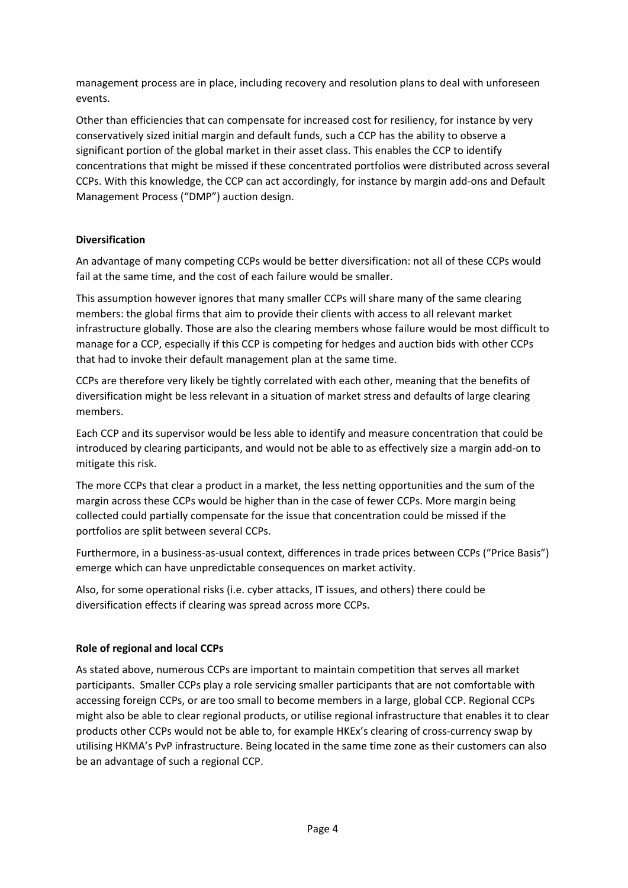management process are in place, including recovery and resolution plans to deal with unforeseen events.

Other than efficiencies that can compensate for increased cost for resiliency, for instance by very conservatively sized initial margin and default funds, such a CCP has the ability to observe a significant portion of the global market in their asset class. This enables the CCP to identify concentrations that might be missed if these concentrated portfolios were distributed across several CCPs. With this knowledge, the CCP can act accordingly, for instance by margin add-ons and Default Management Process ("DMP") auction design.

**Diversification**

An advantage of many competing CCPs would be better diversification: not all of these CCPs would fail at the same time, and the cost of each failure would be smaller.

This assumption however ignores that many smaller CCPs will share many of the same clearing members: the global firms that aim to provide their clients with access to all relevant market infrastructure globally. Those are also the clearing members whose failure would be most difficult to manage for a CCP, especially if this CCP is competing for hedges and auction bids with other CCPs that had to invoke their default management plan at the same time.

CCPs are therefore very likely be tightly correlated with each other, meaning that the benefits of diversification might be less relevant in a situation of market stress and defaults of large clearing members.

Each CCP and its supervisor would be less able to identify and measure concentration that could be introduced by clearing participants, and would not be able to as effectively size a margin add-on to mitigate this risk.

The more CCPs that clear a product in a market, the less netting opportunities and the sum of the margin across these CCPs would be higher than in the case of fewer CCPs. More margin being collected could partially compensate for the issue that concentration could be missed if the portfolios are split between several CCPs.

Furthermore, in a business-as-usual context, differences in trade prices between CCPs ("Price Basis") emerge which can have unpredictable consequences on market activity.

Also, for some operational risks (i.e. cyber attacks, IT issues, and others) there could be diversification effects if clearing was spread across more CCPs.

**Role of regional and local CCPs**

As stated above, numerous CCPs are important to maintain competition that serves all market participants. Smaller CCPs play a role servicing smaller participants that are not comfortable with accessing foreign CCPs, or are too small to become members in a large, global CCP. Regional CCPs might also be able to clear regional products, or utilise regional infrastructure that enables it to clear products other CCPs would not be able to, for example HKEx's clearing of cross-currency swap by utilising HKMA's PvP infrastructure. Being located in the same time zone as their customers can also be an advantage of such a regional CCP.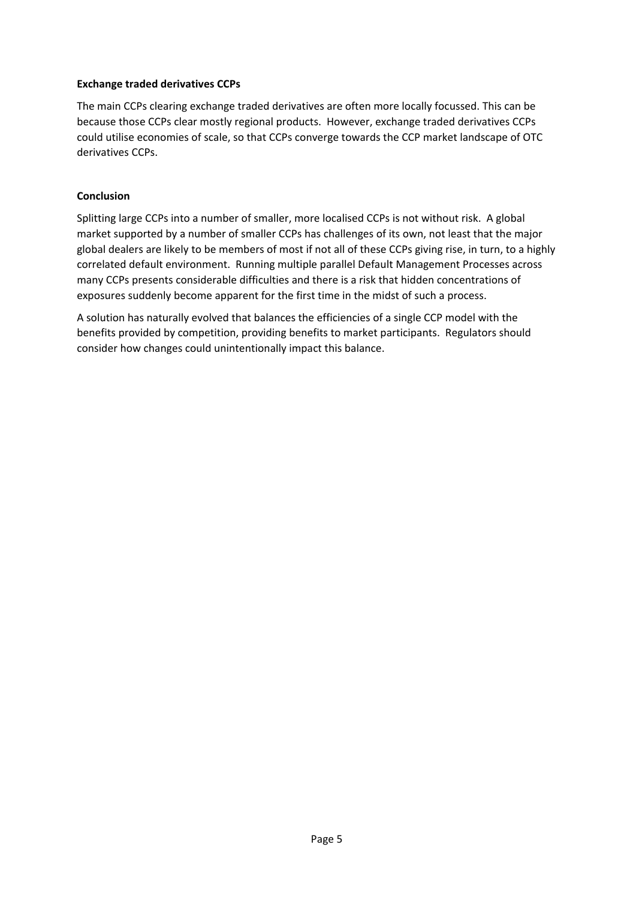**Exchange traded derivatives CCPs**

The main CCPs clearing exchange traded derivatives are often more locally focussed. This can be because those CCPs clear mostly regional products. However, exchange traded derivatives CCPs could utilise economies of scale, so that CCPs converge towards the CCP market landscape of OTC derivatives CCPs.

**Conclusion**

Splitting large CCPs into a number of smaller, more localised CCPs is not without risk. A global market supported by a number of smaller CCPs has challenges of its own, not least that the major global dealers are likely to be members of most if not all of these CCPs giving rise, in turn, to a highly correlated default environment. Running multiple parallel Default Management Processes across many CCPs presents considerable difficulties and there is a risk that hidden concentrations of exposures suddenly become apparent for the first time in the midst of such a process.

A solution has naturally evolved that balances the efficiencies of a single CCP model with the benefits provided by competition, providing benefits to market participants. Regulators should consider how changes could unintentionally impact this balance.